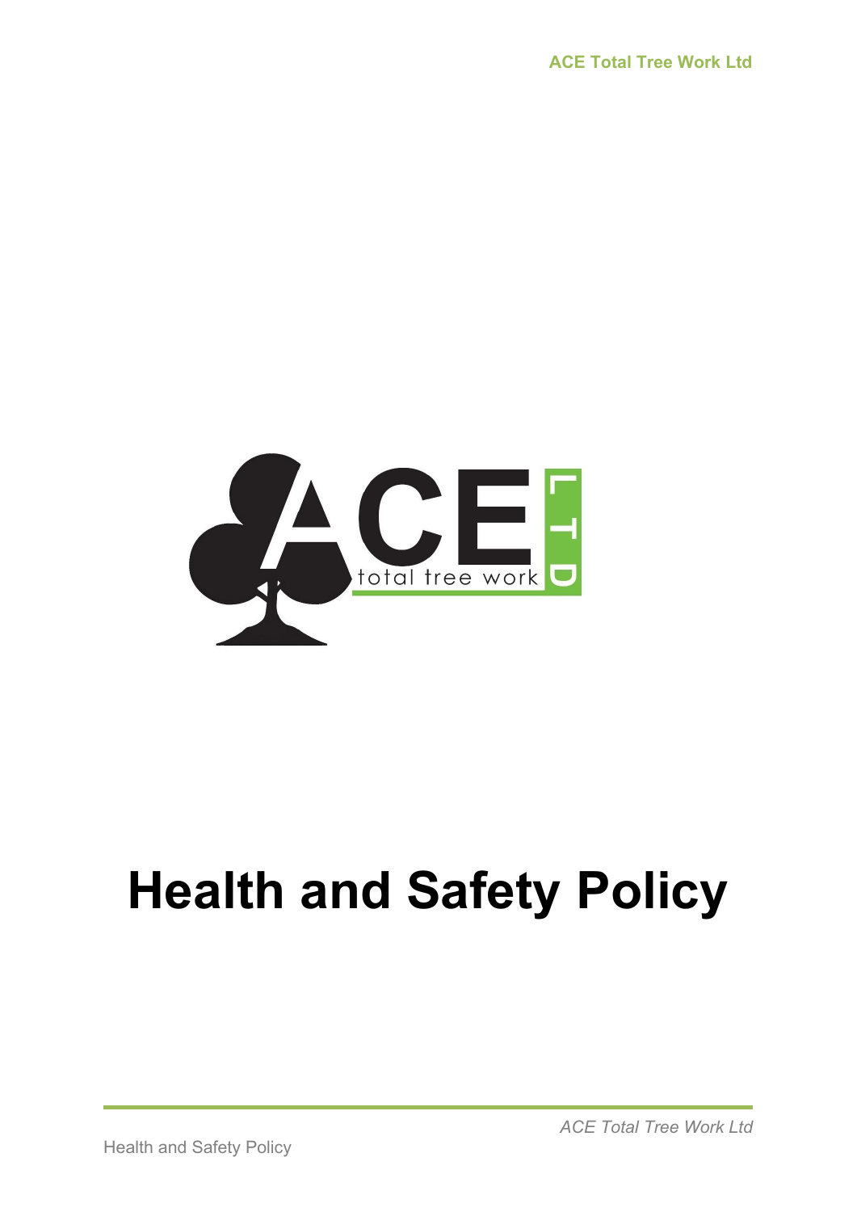# Health and Safety Policy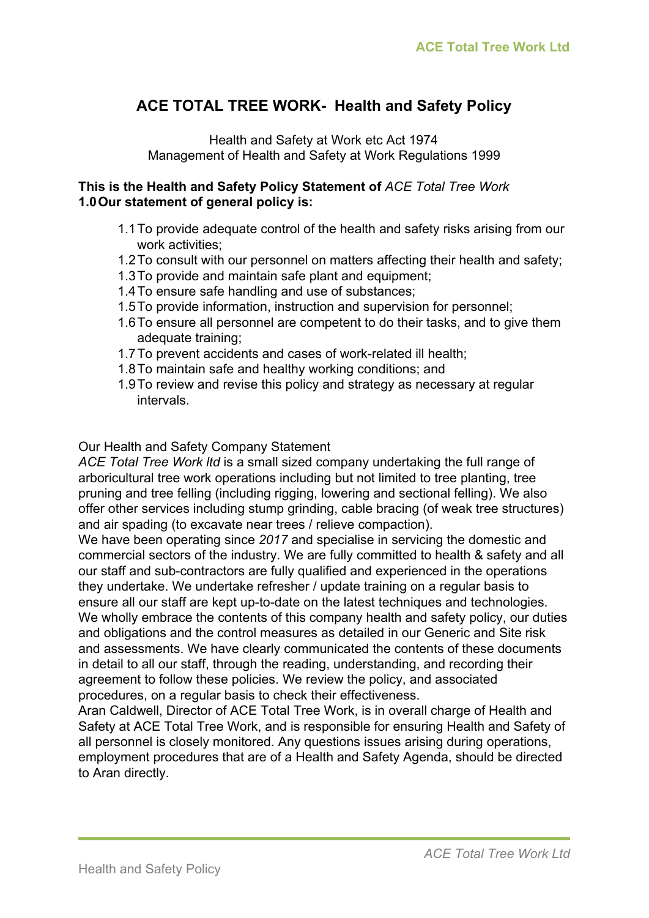# ACE TOTAL TREE WORK- Health and Safety Policy

Health and Safety at Work etc Act 1974
Management of Health and Safety at Work Regulations 1999

**This is the Health and Safety Policy Statement of** *ACE Total Tree Work*

**1.0 Our statement of general policy is:**

- 1.1 To provide adequate control of the health and safety risks arising from our work activities;
- 1.2 To consult with our personnel on matters affecting their health and safety;
- 1.3 To provide and maintain safe plant and equipment;
- 1.4 To ensure safe handling and use of substances;
- 1.5 To provide information, instruction and supervision for personnel;
- 1.6 To ensure all personnel are competent to do their tasks, and to give them adequate training;
- 1.7 To prevent accidents and cases of work-related ill health;
- 1.8 To maintain safe and healthy working conditions; and
- 1.9 To review and revise this policy and strategy as necessary at regular intervals.

Our Health and Safety Company Statement

*ACE Total Tree Work ltd* is a small sized company undertaking the full range of arboricultural tree work operations including but not limited to tree planting, tree pruning and tree felling (including rigging, lowering and sectional felling). We also offer other services including stump grinding, cable bracing (of weak tree structures) and air spading (to excavate near trees / relieve compaction).

We have been operating since *2017* and specialise in servicing the domestic and commercial sectors of the industry. We are fully committed to health & safety and all our staff and sub-contractors are fully qualified and experienced in the operations they undertake. We undertake refresher / update training on a regular basis to ensure all our staff are kept up-to-date on the latest techniques and technologies. We wholly embrace the contents of this company health and safety policy, our duties and obligations and the control measures as detailed in our Generic and Site risk and assessments. We have clearly communicated the contents of these documents in detail to all our staff, through the reading, understanding, and recording their agreement to follow these policies. We review the policy, and associated procedures, on a regular basis to check their effectiveness.

Aran Caldwell, Director of ACE Total Tree Work, is in overall charge of Health and Safety at ACE Total Tree Work, and is responsible for ensuring Health and Safety of all personnel is closely monitored. Any questions issues arising during operations, employment procedures that are of a Health and Safety Agenda, should be directed to Aran directly.